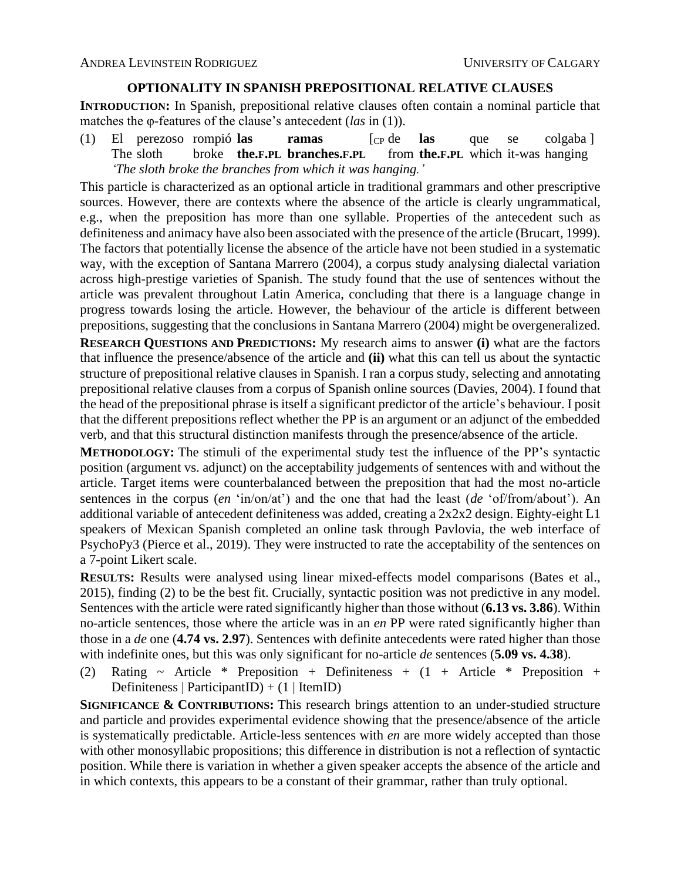Andrea Levinstein Rodriguez | University of Calgary

## OPTIONALITY IN SPANISH PREPOSITIONAL RELATIVE CLAUSES

**Introduction:** In Spanish, prepositional relative clauses often contain a nominal particle that matches the φ-features of the clause's antecedent (*las* in (1)).

(1) El perezoso rompió **las** **ramas** [$_{CP}$ de **las** que se colgaba ]
The sloth broke **the.F.PL** **branches.F.PL** from **the.F.PL** which it-was hanging
*'The sloth broke the branches from which it was hanging.'*

This particle is characterized as an optional article in traditional grammars and other prescriptive sources. However, there are contexts where the absence of the article is clearly ungrammatical, e.g., when the preposition has more than one syllable. Properties of the antecedent such as definiteness and animacy have also been associated with the presence of the article (Brucart, 1999). The factors that potentially license the absence of the article have not been studied in a systematic way, with the exception of Santana Marrero (2004), a corpus study analysing dialectal variation across high-prestige varieties of Spanish. The study found that the use of sentences without the article was prevalent throughout Latin America, concluding that there is a language change in progress towards losing the article. However, the behaviour of the article is different between prepositions, suggesting that the conclusions in Santana Marrero (2004) might be overgeneralized.

**Research Questions and Predictions:** My research aims to answer **(i)** what are the factors that influence the presence/absence of the article and **(ii)** what this can tell us about the syntactic structure of prepositional relative clauses in Spanish. I ran a corpus study, selecting and annotating prepositional relative clauses from a corpus of Spanish online sources (Davies, 2004). I found that the head of the prepositional phrase is itself a significant predictor of the article's behaviour. I posit that the different prepositions reflect whether the PP is an argument or an adjunct of the embedded verb, and that this structural distinction manifests through the presence/absence of the article.

**Methodology:** The stimuli of the experimental study test the influence of the PP's syntactic position (argument vs. adjunct) on the acceptability judgements of sentences with and without the article. Target items were counterbalanced between the preposition that had the most no-article sentences in the corpus (*en* 'in/on/at') and the one that had the least (*de* 'of/from/about'). An additional variable of antecedent definiteness was added, creating a 2x2x2 design. Eighty-eight L1 speakers of Mexican Spanish completed an online task through Pavlovia, the web interface of PsychoPy3 (Pierce et al., 2019). They were instructed to rate the acceptability of the sentences on a 7-point Likert scale.

**Results:** Results were analysed using linear mixed-effects model comparisons (Bates et al., 2015), finding (2) to be the best fit. Crucially, syntactic position was not predictive in any model. Sentences with the article were rated significantly higher than those without (**6.13 vs. 3.86**). Within no-article sentences, those where the article was in an *en* PP were rated significantly higher than those in a *de* one (**4.74 vs. 2.97**). Sentences with definite antecedents were rated higher than those with indefinite ones, but this was only significant for no-article *de* sentences (**5.09 vs. 4.38**).

(2) Rating ~ Article * Preposition + Definiteness + (1 + Article * Preposition + Definiteness | ParticipantID) + (1 | ItemID)

**Significance & Contributions:** This research brings attention to an under-studied structure and particle and provides experimental evidence showing that the presence/absence of the article is systematically predictable. Article-less sentences with *en* are more widely accepted than those with other monosyllabic propositions; this difference in distribution is not a reflection of syntactic position. While there is variation in whether a given speaker accepts the absence of the article and in which contexts, this appears to be a constant of their grammar, rather than truly optional.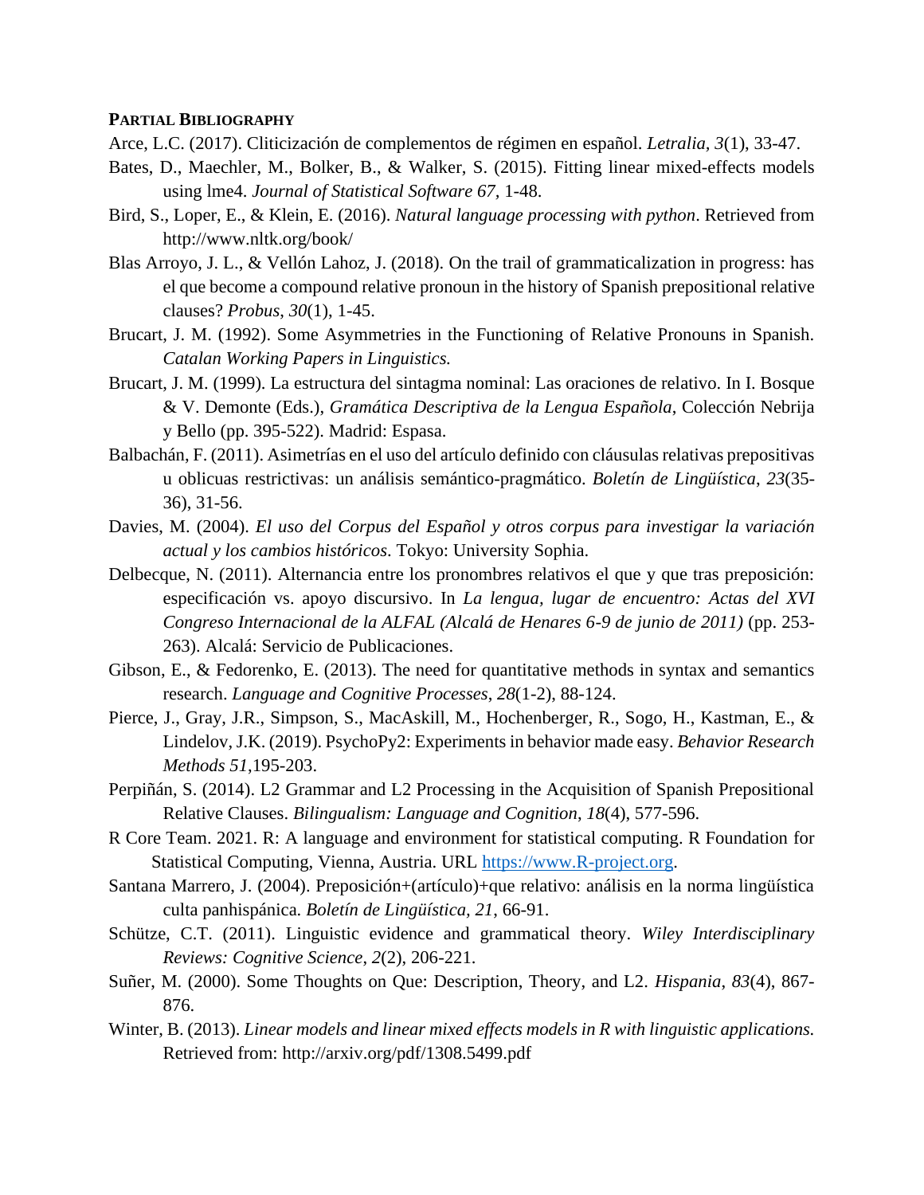**PARTIAL BIBLIOGRAPHY**

Arce, L.C. (2017). Cliticización de complementos de régimen en español. *Letralia, 3*(1), 33-47.

Bates, D., Maechler, M., Bolker, B., & Walker, S. (2015). Fitting linear mixed-effects models using lme4. *Journal of Statistical Software 67*, 1-48.

Bird, S., Loper, E., & Klein, E. (2016). *Natural language processing with python*. Retrieved from http://www.nltk.org/book/

Blas Arroyo, J. L., & Vellón Lahoz, J. (2018). On the trail of grammaticalization in progress: has el que become a compound relative pronoun in the history of Spanish prepositional relative clauses? *Probus*, *30*(1), 1-45.

Brucart, J. M. (1992). Some Asymmetries in the Functioning of Relative Pronouns in Spanish. *Catalan Working Papers in Linguistics.*

Brucart, J. M. (1999). La estructura del sintagma nominal: Las oraciones de relativo. In I. Bosque & V. Demonte (Eds.), *Gramática Descriptiva de la Lengua Española*, Colección Nebrija y Bello (pp. 395-522). Madrid: Espasa.

Balbachán, F. (2011). Asimetrías en el uso del artículo definido con cláusulas relativas prepositivas u oblicuas restrictivas: un análisis semántico-pragmático. *Boletín de Lingüística, 23*(35-36), 31-56.

Davies, M. (2004). *El uso del Corpus del Español y otros corpus para investigar la variación actual y los cambios históricos*. Tokyo: University Sophia.

Delbecque, N. (2011). Alternancia entre los pronombres relativos el que y que tras preposición: especificación vs. apoyo discursivo. In *La lengua, lugar de encuentro: Actas del XVI Congreso Internacional de la ALFAL (Alcalá de Henares 6-9 de junio de 2011)* (pp. 253-263). Alcalá: Servicio de Publicaciones.

Gibson, E., & Fedorenko, E. (2013). The need for quantitative methods in syntax and semantics research. *Language and Cognitive Processes*, *28*(1-2), 88-124.

Pierce, J., Gray, J.R., Simpson, S., MacAskill, M., Hochenberger, R., Sogo, H., Kastman, E., & Lindelov, J.K. (2019). PsychoPy2: Experiments in behavior made easy. *Behavior Research Methods 51*,195-203.

Perpiñán, S. (2014). L2 Grammar and L2 Processing in the Acquisition of Spanish Prepositional Relative Clauses. *Bilingualism: Language and Cognition*, *18*(4), 577-596.

R Core Team. 2021. R: A language and environment for statistical computing. R Foundation for Statistical Computing, Vienna, Austria. URL https://www.R-project.org.

Santana Marrero, J. (2004). Preposición+(artículo)+que relativo: análisis en la norma lingüística culta panhispánica. *Boletín de Lingüística*, *21*, 66-91.

Schütze, C.T. (2011). Linguistic evidence and grammatical theory. *Wiley Interdisciplinary Reviews: Cognitive Science*, *2*(2), 206-221.

Suñer, M. (2000). Some Thoughts on Que: Description, Theory, and L2. *Hispania*, *83*(4), 867-876.

Winter, B. (2013). *Linear models and linear mixed effects models in R with linguistic applications.* Retrieved from: http://arxiv.org/pdf/1308.5499.pdf